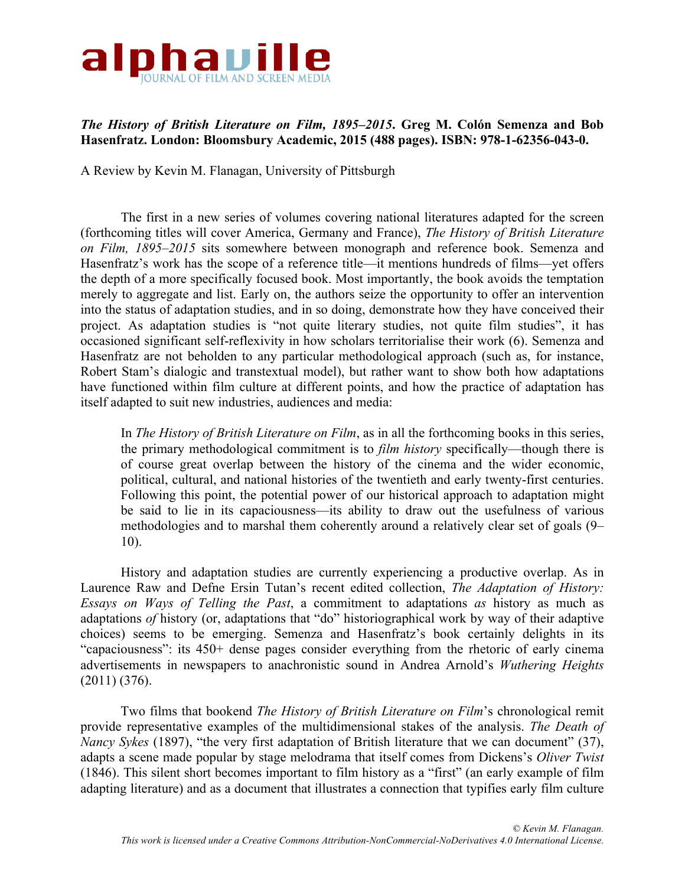# alphaville

JOURNAL OF FILM AND SCREEN MEDIA

***The History of British Literature on Film, 1895–2015*. Greg M. Colón Semenza and Bob Hasenfratz. London: Bloomsbury Academic, 2015 (488 pages). ISBN: 978-1-62356-043-0.**

A Review by Kevin M. Flanagan, University of Pittsburgh

The first in a new series of volumes covering national literatures adapted for the screen (forthcoming titles will cover America, Germany and France), *The History of British Literature on Film, 1895–2015* sits somewhere between monograph and reference book. Semenza and Hasenfratz's work has the scope of a reference title—it mentions hundreds of films—yet offers the depth of a more specifically focused book. Most importantly, the book avoids the temptation merely to aggregate and list. Early on, the authors seize the opportunity to offer an intervention into the status of adaptation studies, and in so doing, demonstrate how they have conceived their project. As adaptation studies is "not quite literary studies, not quite film studies", it has occasioned significant self-reflexivity in how scholars territorialise their work (6). Semenza and Hasenfratz are not beholden to any particular methodological approach (such as, for instance, Robert Stam's dialogic and transtextual model), but rather want to show both how adaptations have functioned within film culture at different points, and how the practice of adaptation has itself adapted to suit new industries, audiences and media:

> In *The History of British Literature on Film*, as in all the forthcoming books in this series, the primary methodological commitment is to *film history* specifically—though there is of course great overlap between the history of the cinema and the wider economic, political, cultural, and national histories of the twentieth and early twenty-first centuries. Following this point, the potential power of our historical approach to adaptation might be said to lie in its capaciousness—its ability to draw out the usefulness of various methodologies and to marshal them coherently around a relatively clear set of goals (9–10).

History and adaptation studies are currently experiencing a productive overlap. As in Laurence Raw and Defne Ersin Tutan's recent edited collection, *The Adaptation of History: Essays on Ways of Telling the Past*, a commitment to adaptations *as* history as much as adaptations *of* history (or, adaptations that "do" historiographical work by way of their adaptive choices) seems to be emerging. Semenza and Hasenfratz's book certainly delights in its "capaciousness": its 450+ dense pages consider everything from the rhetoric of early cinema advertisements in newspapers to anachronistic sound in Andrea Arnold's *Wuthering Heights* (2011) (376).

Two films that bookend *The History of British Literature on Film*'s chronological remit provide representative examples of the multidimensional stakes of the analysis. *The Death of Nancy Sykes* (1897), "the very first adaptation of British literature that we can document" (37), adapts a scene made popular by stage melodrama that itself comes from Dickens's *Oliver Twist* (1846). This silent short becomes important to film history as a "first" (an early example of film adapting literature) and as a document that illustrates a connection that typifies early film culture

*© Kevin M. Flanagan.*
*This work is licensed under a Creative Commons Attribution-NonCommercial-NoDerivatives 4.0 International License.*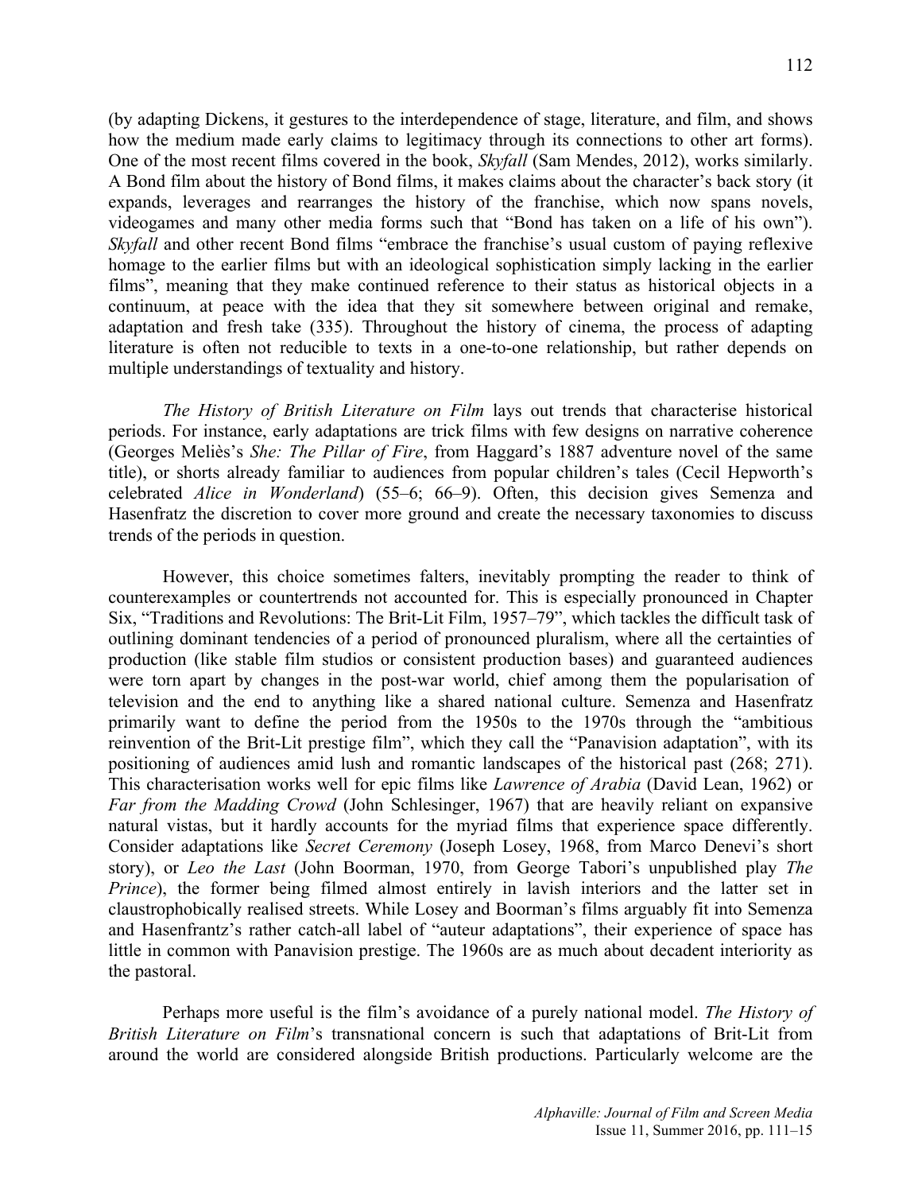(by adapting Dickens, it gestures to the interdependence of stage, literature, and film, and shows how the medium made early claims to legitimacy through its connections to other art forms). One of the most recent films covered in the book, *Skyfall* (Sam Mendes, 2012), works similarly. A Bond film about the history of Bond films, it makes claims about the character's back story (it expands, leverages and rearranges the history of the franchise, which now spans novels, videogames and many other media forms such that "Bond has taken on a life of his own"). *Skyfall* and other recent Bond films "embrace the franchise's usual custom of paying reflexive homage to the earlier films but with an ideological sophistication simply lacking in the earlier films", meaning that they make continued reference to their status as historical objects in a continuum, at peace with the idea that they sit somewhere between original and remake, adaptation and fresh take (335). Throughout the history of cinema, the process of adapting literature is often not reducible to texts in a one-to-one relationship, but rather depends on multiple understandings of textuality and history.

*The History of British Literature on Film* lays out trends that characterise historical periods. For instance, early adaptations are trick films with few designs on narrative coherence (Georges Meliès's *She: The Pillar of Fire*, from Haggard's 1887 adventure novel of the same title), or shorts already familiar to audiences from popular children's tales (Cecil Hepworth's celebrated *Alice in Wonderland*) (55–6; 66–9). Often, this decision gives Semenza and Hasenfratz the discretion to cover more ground and create the necessary taxonomies to discuss trends of the periods in question.

However, this choice sometimes falters, inevitably prompting the reader to think of counterexamples or countertrends not accounted for. This is especially pronounced in Chapter Six, "Traditions and Revolutions: The Brit-Lit Film, 1957–79", which tackles the difficult task of outlining dominant tendencies of a period of pronounced pluralism, where all the certainties of production (like stable film studios or consistent production bases) and guaranteed audiences were torn apart by changes in the post-war world, chief among them the popularisation of television and the end to anything like a shared national culture. Semenza and Hasenfratz primarily want to define the period from the 1950s to the 1970s through the "ambitious reinvention of the Brit-Lit prestige film", which they call the "Panavision adaptation", with its positioning of audiences amid lush and romantic landscapes of the historical past (268; 271). This characterisation works well for epic films like *Lawrence of Arabia* (David Lean, 1962) or *Far from the Madding Crowd* (John Schlesinger, 1967) that are heavily reliant on expansive natural vistas, but it hardly accounts for the myriad films that experience space differently. Consider adaptations like *Secret Ceremony* (Joseph Losey, 1968, from Marco Denevi's short story), or *Leo the Last* (John Boorman, 1970, from George Tabori's unpublished play *The Prince*), the former being filmed almost entirely in lavish interiors and the latter set in claustrophobically realised streets. While Losey and Boorman's films arguably fit into Semenza and Hasenfrantz's rather catch-all label of "auteur adaptations", their experience of space has little in common with Panavision prestige. The 1960s are as much about decadent interiority as the pastoral.

Perhaps more useful is the film's avoidance of a purely national model. *The History of British Literature on Film*'s transnational concern is such that adaptations of Brit-Lit from around the world are considered alongside British productions. Particularly welcome are the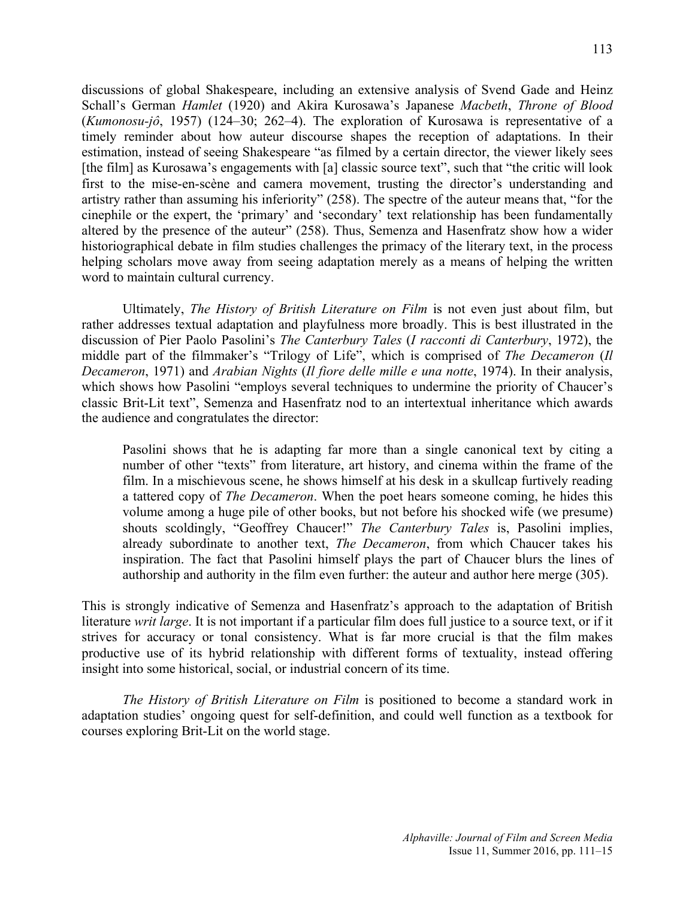discussions of global Shakespeare, including an extensive analysis of Svend Gade and Heinz Schall's German *Hamlet* (1920) and Akira Kurosawa's Japanese *Macbeth*, *Throne of Blood* (*Kumonosu-jô*, 1957) (124–30; 262–4). The exploration of Kurosawa is representative of a timely reminder about how auteur discourse shapes the reception of adaptations. In their estimation, instead of seeing Shakespeare "as filmed by a certain director, the viewer likely sees [the film] as Kurosawa's engagements with [a] classic source text", such that "the critic will look first to the mise-en-scène and camera movement, trusting the director's understanding and artistry rather than assuming his inferiority" (258). The spectre of the auteur means that, "for the cinephile or the expert, the 'primary' and 'secondary' text relationship has been fundamentally altered by the presence of the auteur" (258). Thus, Semenza and Hasenfratz show how a wider historiographical debate in film studies challenges the primacy of the literary text, in the process helping scholars move away from seeing adaptation merely as a means of helping the written word to maintain cultural currency.

Ultimately, *The History of British Literature on Film* is not even just about film, but rather addresses textual adaptation and playfulness more broadly. This is best illustrated in the discussion of Pier Paolo Pasolini's *The Canterbury Tales* (*I racconti di Canterbury*, 1972), the middle part of the filmmaker's "Trilogy of Life", which is comprised of *The Decameron* (*Il Decameron*, 1971) and *Arabian Nights* (*Il fiore delle mille e una notte*, 1974). In their analysis, which shows how Pasolini "employs several techniques to undermine the priority of Chaucer's classic Brit-Lit text", Semenza and Hasenfratz nod to an intertextual inheritance which awards the audience and congratulates the director:

> Pasolini shows that he is adapting far more than a single canonical text by citing a number of other "texts" from literature, art history, and cinema within the frame of the film. In a mischievous scene, he shows himself at his desk in a skullcap furtively reading a tattered copy of *The Decameron*. When the poet hears someone coming, he hides this volume among a huge pile of other books, but not before his shocked wife (we presume) shouts scoldingly, "Geoffrey Chaucer!" *The Canterbury Tales* is, Pasolini implies, already subordinate to another text, *The Decameron*, from which Chaucer takes his inspiration. The fact that Pasolini himself plays the part of Chaucer blurs the lines of authorship and authority in the film even further: the auteur and author here merge (305).

This is strongly indicative of Semenza and Hasenfratz's approach to the adaptation of British literature *writ large*. It is not important if a particular film does full justice to a source text, or if it strives for accuracy or tonal consistency. What is far more crucial is that the film makes productive use of its hybrid relationship with different forms of textuality, instead offering insight into some historical, social, or industrial concern of its time.

*The History of British Literature on Film* is positioned to become a standard work in adaptation studies' ongoing quest for self-definition, and could well function as a textbook for courses exploring Brit-Lit on the world stage.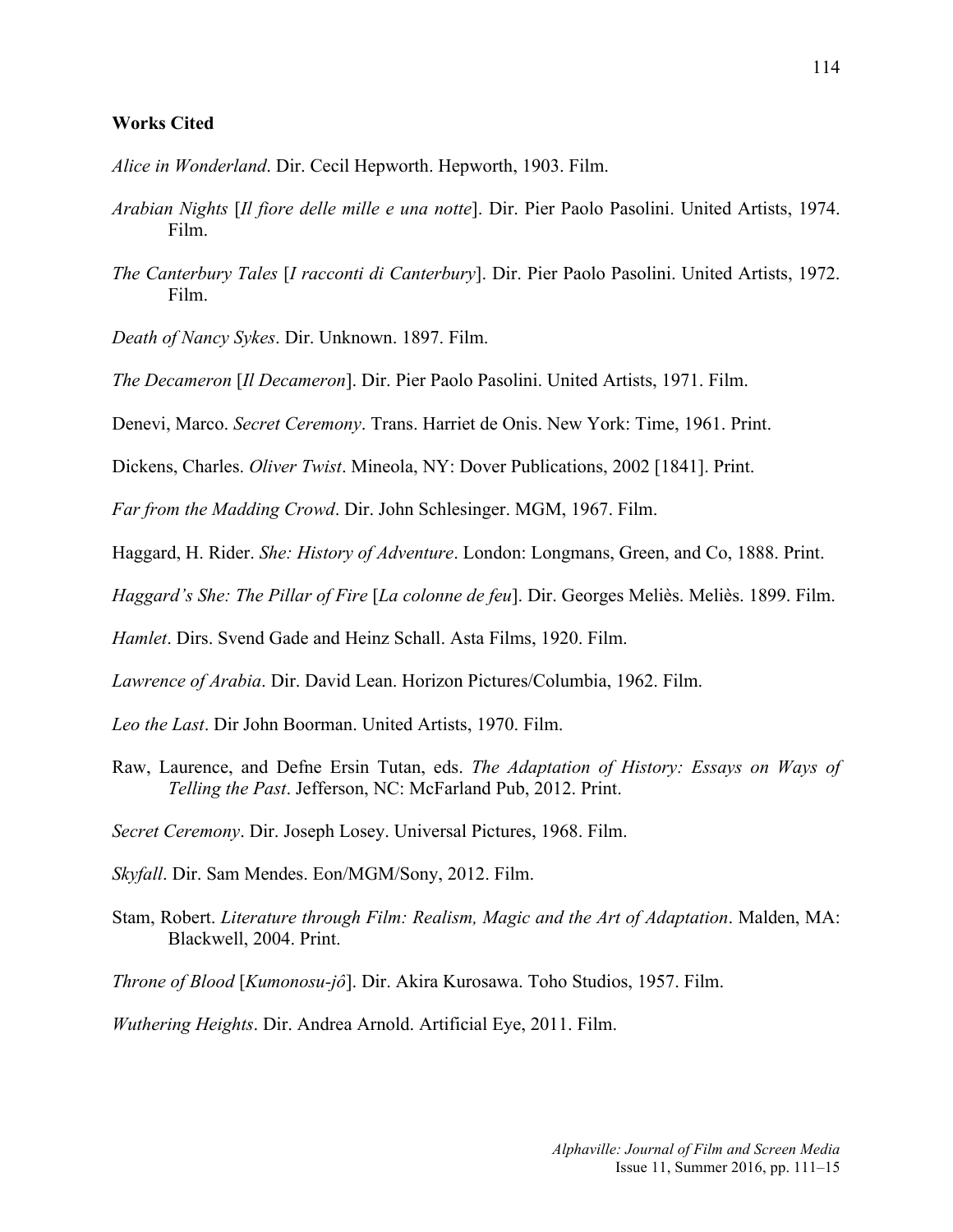**Works Cited**

*Alice in Wonderland*. Dir. Cecil Hepworth. Hepworth, 1903. Film.

*Arabian Nights* [*Il fiore delle mille e una notte*]. Dir. Pier Paolo Pasolini. United Artists, 1974. Film.

*The Canterbury Tales* [*I racconti di Canterbury*]. Dir. Pier Paolo Pasolini. United Artists, 1972. Film.

*Death of Nancy Sykes*. Dir. Unknown. 1897. Film.

*The Decameron* [*Il Decameron*]. Dir. Pier Paolo Pasolini. United Artists, 1971. Film.

Denevi, Marco. *Secret Ceremony*. Trans. Harriet de Onis. New York: Time, 1961. Print.

Dickens, Charles. *Oliver Twist*. Mineola, NY: Dover Publications, 2002 [1841]. Print.

*Far from the Madding Crowd*. Dir. John Schlesinger. MGM, 1967. Film.

Haggard, H. Rider. *She: History of Adventure*. London: Longmans, Green, and Co, 1888. Print.

*Haggard's She: The Pillar of Fire* [*La colonne de feu*]. Dir. Georges Meliès. Meliès. 1899. Film.

*Hamlet*. Dirs. Svend Gade and Heinz Schall. Asta Films, 1920. Film.

*Lawrence of Arabia*. Dir. David Lean. Horizon Pictures/Columbia, 1962. Film.

*Leo the Last*. Dir John Boorman. United Artists, 1970. Film.

Raw, Laurence, and Defne Ersin Tutan, eds. *The Adaptation of History: Essays on Ways of Telling the Past*. Jefferson, NC: McFarland Pub, 2012. Print.

*Secret Ceremony*. Dir. Joseph Losey. Universal Pictures, 1968. Film.

*Skyfall*. Dir. Sam Mendes. Eon/MGM/Sony, 2012. Film.

Stam, Robert. *Literature through Film: Realism, Magic and the Art of Adaptation*. Malden, MA: Blackwell, 2004. Print.

*Throne of Blood* [*Kumonosu-jô*]. Dir. Akira Kurosawa. Toho Studios, 1957. Film.

*Wuthering Heights*. Dir. Andrea Arnold. Artificial Eye, 2011. Film.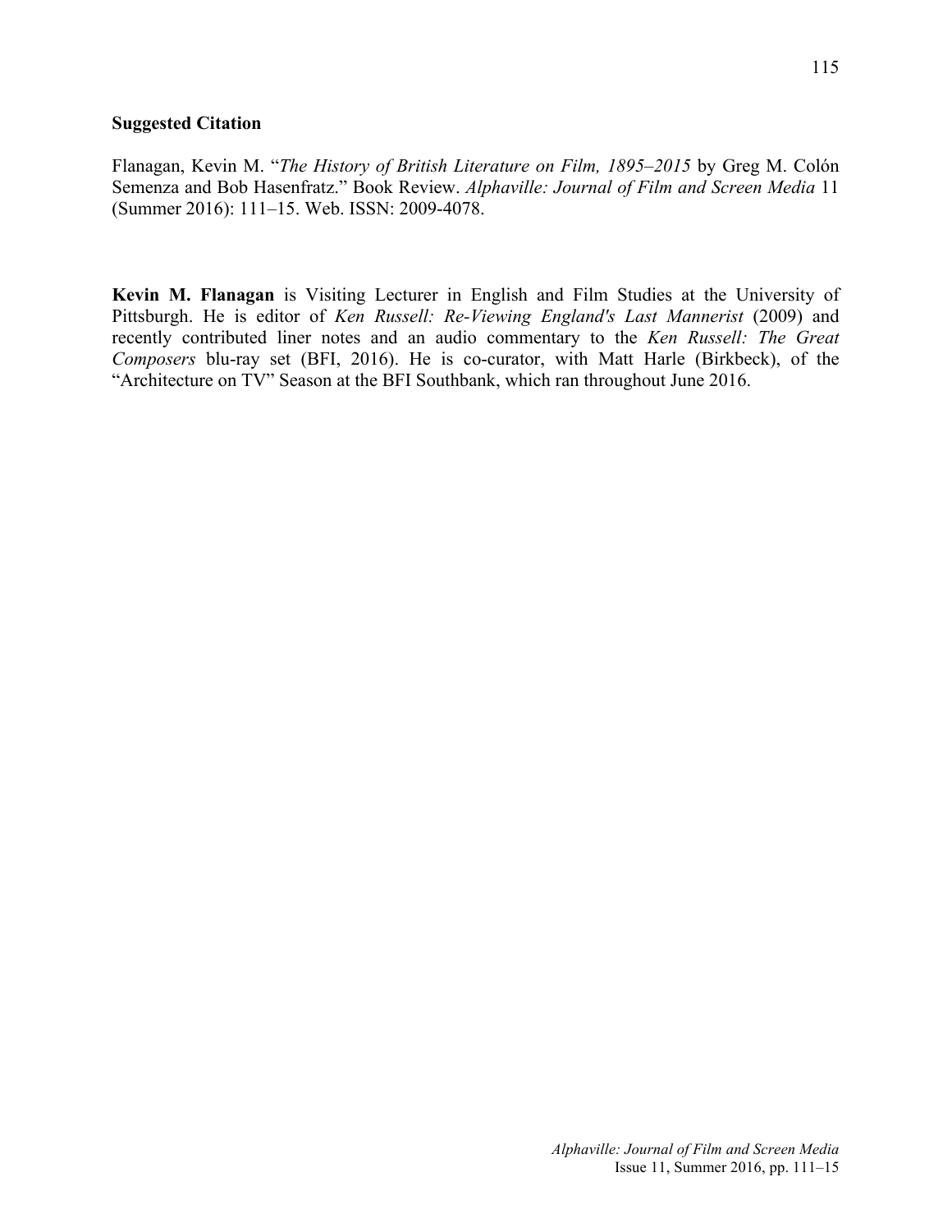**Suggested Citation**

Flanagan, Kevin M. "*The History of British Literature on Film, 1895–2015* by Greg M. Colón Semenza and Bob Hasenfratz." Book Review. *Alphaville: Journal of Film and Screen Media* 11 (Summer 2016): 111–15. Web. ISSN: 2009-4078.

**Kevin M. Flanagan** is Visiting Lecturer in English and Film Studies at the University of Pittsburgh. He is editor of *Ken Russell: Re-Viewing England's Last Mannerist* (2009) and recently contributed liner notes and an audio commentary to the *Ken Russell: The Great Composers* blu-ray set (BFI, 2016). He is co-curator, with Matt Harle (Birkbeck), of the "Architecture on TV" Season at the BFI Southbank, which ran throughout June 2016.